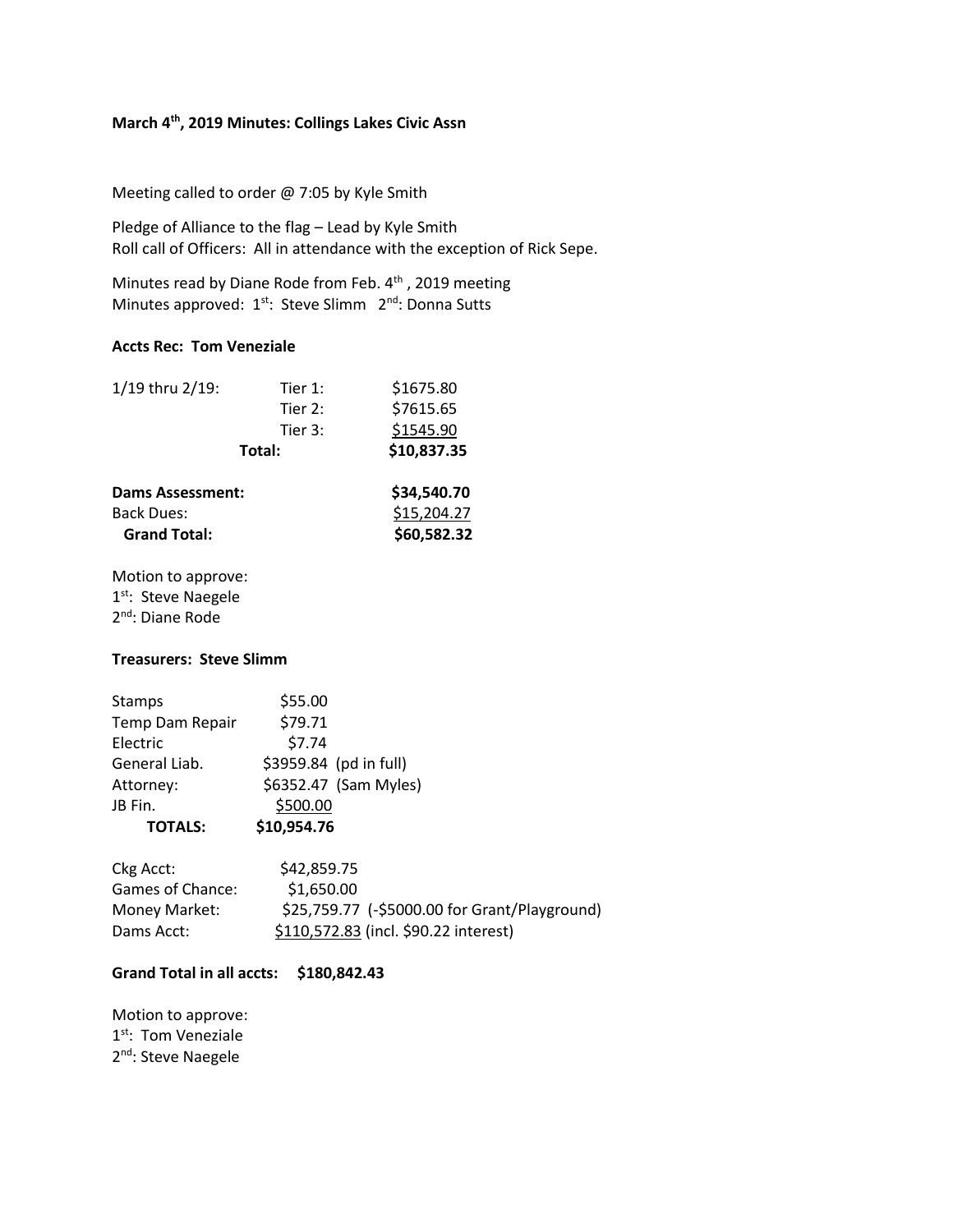**March 4th, 2019 Minutes: Collings Lakes Civic Assn**

Meeting called to order @ 7:05 by Kyle Smith

Pledge of Alliance to the flag – Lead by Kyle Smith
Roll call of Officers: All in attendance with the exception of Rick Sepe.

Minutes read by Diane Rode from Feb. 4th , 2019 meeting
Minutes approved: 1st: Steve Slimm 2nd: Donna Sutts

**Accts Rec: Tom Veneziale**

| | | |
|---|---|---|
| 1/19 thru 2/19: | Tier 1: | $1675.80 |
| | Tier 2: | $7615.65 |
| | Tier 3: | $1545.90 |
| | **Total:** | **$10,837.35** |
| **Dams Assessment:** | | **$34,540.70** |
| Back Dues: | | $15,204.27 |
| **Grand Total:** | | **$60,582.32** |

Motion to approve:
1st: Steve Naegele
2nd: Diane Rode

**Treasurers: Steve Slimm**

| | |
|---|---|
| Stamps | $55.00 |
| Temp Dam Repair | $79.71 |
| Electric | $7.74 |
| General Liab. | $3959.84 (pd in full) |
| Attorney: | $6352.47 (Sam Myles) |
| JB Fin. | $500.00 |
| **TOTALS:** | **$10,954.76** |

| | |
|---|---|
| Ckg Acct: | $42,859.75 |
| Games of Chance: | $1,650.00 |
| Money Market: | $25,759.77 (-$5000.00 for Grant/Playground) |
| Dams Acct: | $110,572.83 (incl. $90.22 interest) |

**Grand Total in all accts: $180,842.43**

Motion to approve:
1st: Tom Veneziale
2nd: Steve Naegele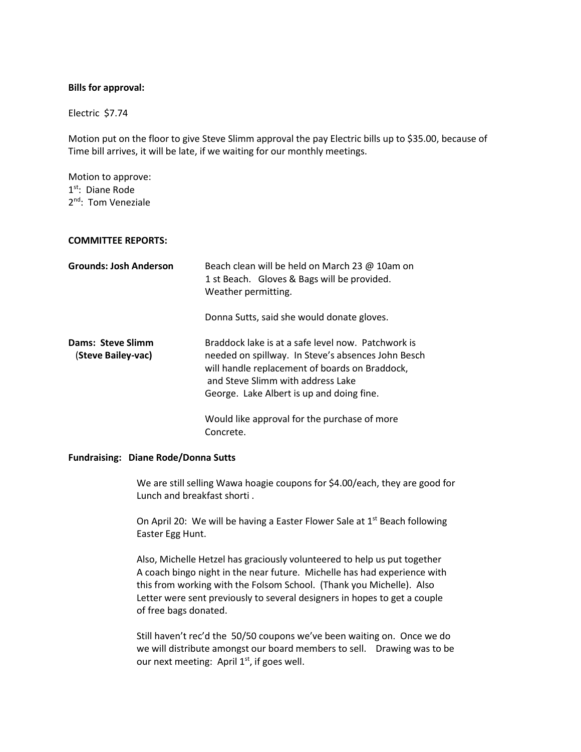**Bills for approval:**

Electric $7.74

Motion put on the floor to give Steve Slimm approval the pay Electric bills up to $35.00, because of Time bill arrives, it will be late, if we waiting for our monthly meetings.

Motion to approve:
1st: Diane Rode
2nd: Tom Veneziale

**COMMITTEE REPORTS:**

**Grounds: Josh Anderson**

Beach clean will be held on March 23 @ 10am on 1 st Beach. Gloves & Bags will be provided. Weather permitting.

Donna Sutts, said she would donate gloves.

**Dams: Steve Slimm (Steve Bailey-vac)**

Braddock lake is at a safe level now. Patchwork is needed on spillway. In Steve's absences John Besch will handle replacement of boards on Braddock, and Steve Slimm with address Lake George. Lake Albert is up and doing fine.

Would like approval for the purchase of more Concrete.

**Fundraising: Diane Rode/Donna Sutts**

We are still selling Wawa hoagie coupons for $4.00/each, they are good for Lunch and breakfast shorti .

On April 20: We will be having a Easter Flower Sale at 1st Beach following Easter Egg Hunt.

Also, Michelle Hetzel has graciously volunteered to help us put together A coach bingo night in the near future. Michelle has had experience with this from working with the Folsom School. (Thank you Michelle). Also Letter were sent previously to several designers in hopes to get a couple of free bags donated.

Still haven't rec'd the 50/50 coupons we've been waiting on. Once we do we will distribute amongst our board members to sell. Drawing was to be our next meeting: April 1st, if goes well.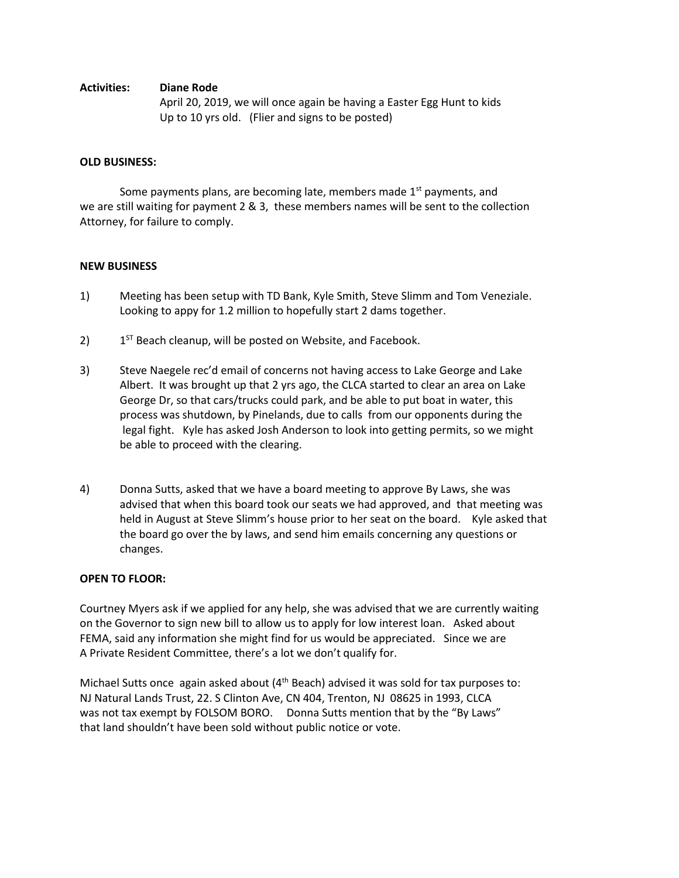**Activities:** **Diane Rode**

April 20, 2019, we will once again be having a Easter Egg Hunt to kids Up to 10 yrs old. (Flier and signs to be posted)

**OLD BUSINESS:**

Some payments plans, are becoming late, members made 1st payments, and we are still waiting for payment 2 & 3, these members names will be sent to the collection Attorney, for failure to comply.

**NEW BUSINESS**

1) Meeting has been setup with TD Bank, Kyle Smith, Steve Slimm and Tom Veneziale. Looking to appy for 1.2 million to hopefully start 2 dams together.

2) 1ST Beach cleanup, will be posted on Website, and Facebook.

3) Steve Naegele rec'd email of concerns not having access to Lake George and Lake Albert. It was brought up that 2 yrs ago, the CLCA started to clear an area on Lake George Dr, so that cars/trucks could park, and be able to put boat in water, this process was shutdown, by Pinelands, due to calls from our opponents during the legal fight. Kyle has asked Josh Anderson to look into getting permits, so we might be able to proceed with the clearing.

4) Donna Sutts, asked that we have a board meeting to approve By Laws, she was advised that when this board took our seats we had approved, and that meeting was held in August at Steve Slimm's house prior to her seat on the board. Kyle asked that the board go over the by laws, and send him emails concerning any questions or changes.

**OPEN TO FLOOR:**

Courtney Myers ask if we applied for any help, she was advised that we are currently waiting on the Governor to sign new bill to allow us to apply for low interest loan. Asked about FEMA, said any information she might find for us would be appreciated. Since we are A Private Resident Committee, there's a lot we don't qualify for.

Michael Sutts once again asked about (4th Beach) advised it was sold for tax purposes to: NJ Natural Lands Trust, 22. S Clinton Ave, CN 404, Trenton, NJ 08625 in 1993, CLCA was not tax exempt by FOLSOM BORO. Donna Sutts mention that by the "By Laws" that land shouldn't have been sold without public notice or vote.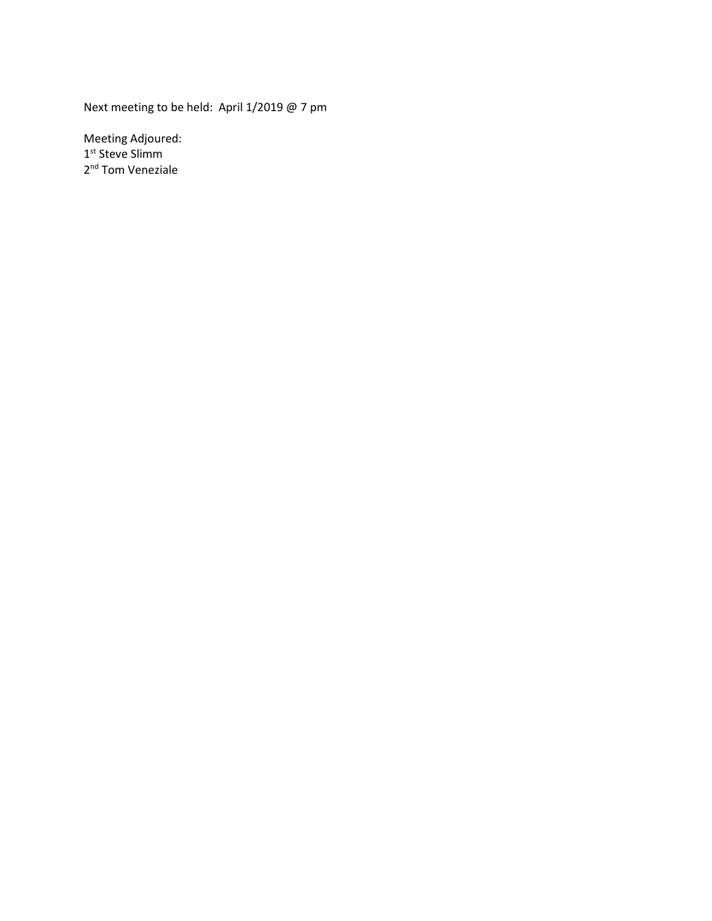Next meeting to be held: April 1/2019 @ 7 pm

Meeting Adjoured:
1st Steve Slimm
2nd Tom Veneziale